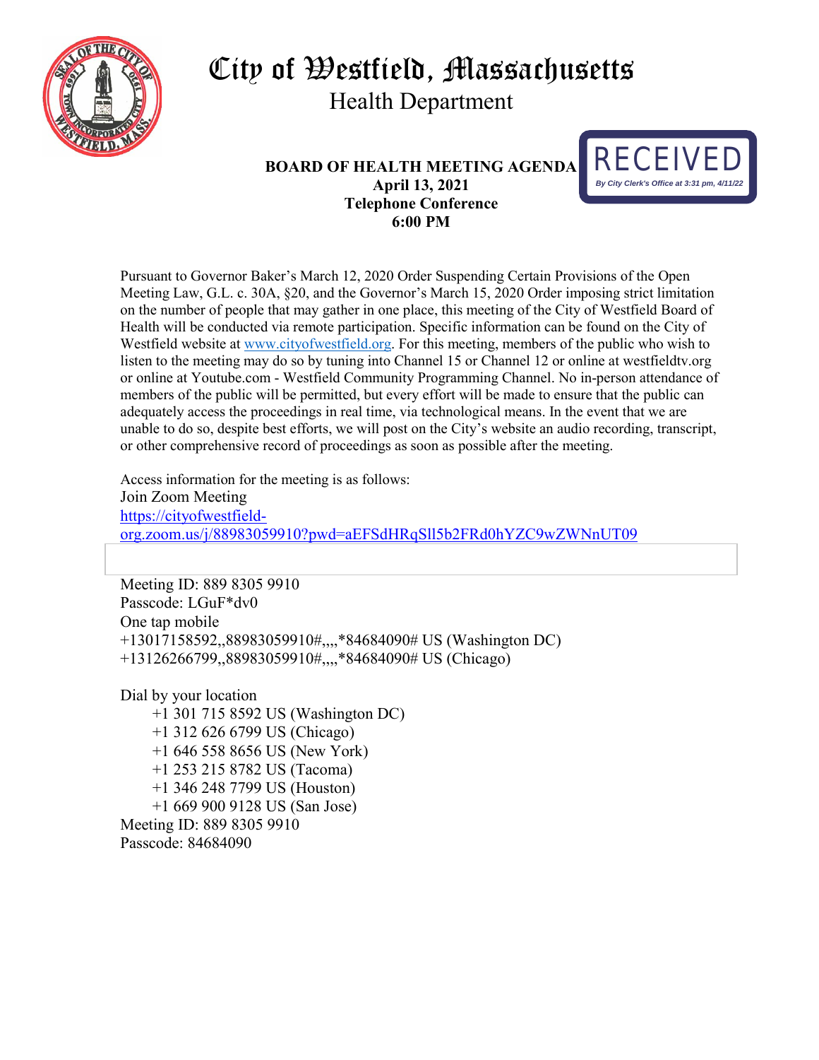# City of Westfield, Massachusetts

## Health Department

RECEIVED
*By City Clerk's Office at 3:31 pm, 4/11/22*

**BOARD OF HEALTH MEETING AGENDA**
**April 13, 2021**
**Telephone Conference**
**6:00 PM**

Pursuant to Governor Baker's March 12, 2020 Order Suspending Certain Provisions of the Open Meeting Law, G.L. c. 30A, §20, and the Governor's March 15, 2020 Order imposing strict limitation on the number of people that may gather in one place, this meeting of the City of Westfield Board of Health will be conducted via remote participation. Specific information can be found on the City of Westfield website at www.cityofwestfield.org. For this meeting, members of the public who wish to listen to the meeting may do so by tuning into Channel 15 or Channel 12 or online at westfieldtv.org or online at Youtube.com - Westfield Community Programming Channel. No in-person attendance of members of the public will be permitted, but every effort will be made to ensure that the public can adequately access the proceedings in real time, via technological means. In the event that we are unable to do so, despite best efforts, we will post on the City's website an audio recording, transcript, or other comprehensive record of proceedings as soon as possible after the meeting.

Access information for the meeting is as follows:
Join Zoom Meeting
https://cityofwestfield-org.zoom.us/j/88983059910?pwd=aEFSdHRqSll5b2FRd0hYZC9wZWNnUT09

Meeting ID: 889 8305 9910
Passcode: LGuF*dv0
One tap mobile
+13017158592,,88983059910#,,,,*84684090# US (Washington DC)
+13126266799,,88983059910#,,,,*84684090# US (Chicago)

Dial by your location
- +1 301 715 8592 US (Washington DC)
- +1 312 626 6799 US (Chicago)
- +1 646 558 8656 US (New York)
- +1 253 215 8782 US (Tacoma)
- +1 346 248 7799 US (Houston)
- +1 669 900 9128 US (San Jose)

Meeting ID: 889 8305 9910
Passcode: 84684090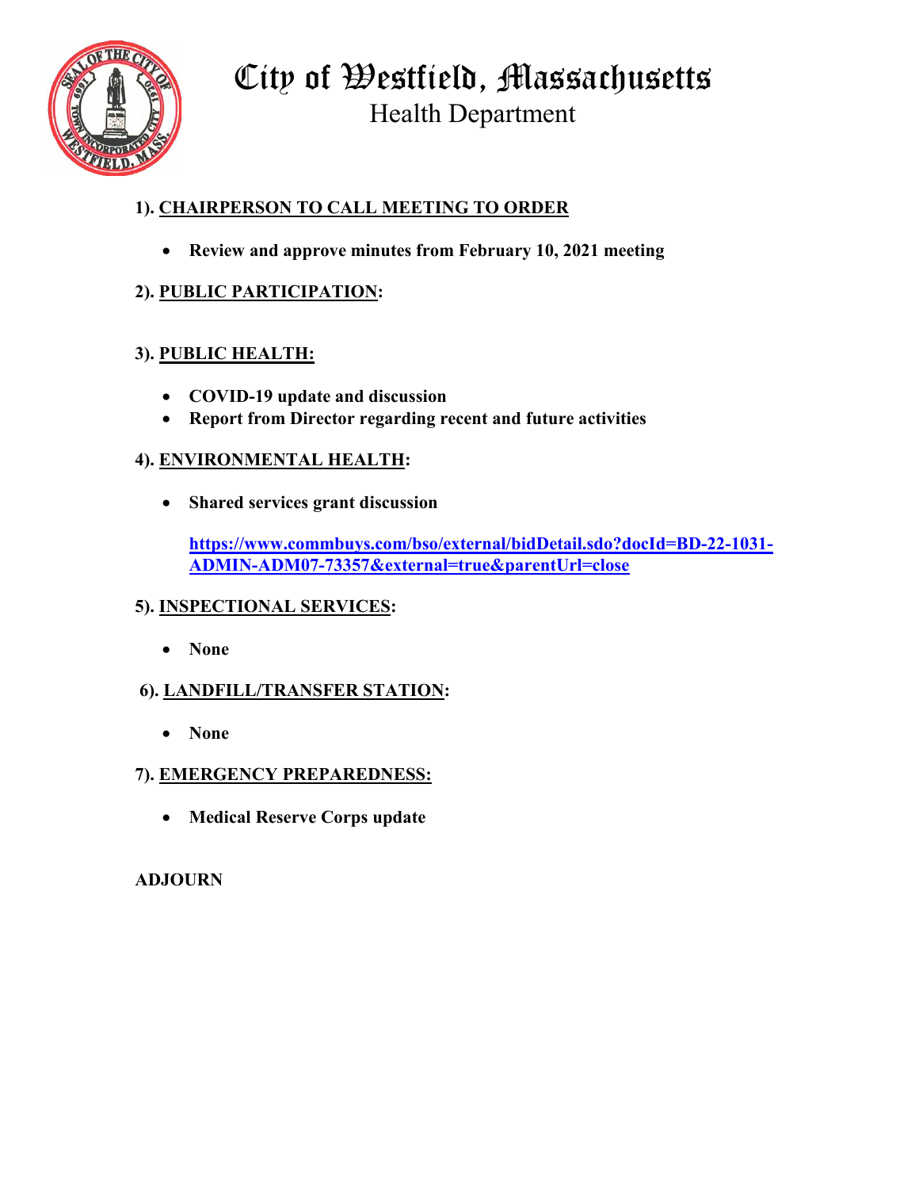# City of Westfield, Massachusetts

## Health Department

**1). CHAIRPERSON TO CALL MEETING TO ORDER**

- **Review and approve minutes from February 10, 2021 meeting**

**2). PUBLIC PARTICIPATION:**

**3). PUBLIC HEALTH:**

- **COVID-19 update and discussion**
- **Report from Director regarding recent and future activities**

**4). ENVIRONMENTAL HEALTH:**

- **Shared services grant discussion**

  **https://www.commbuys.com/bso/external/bidDetail.sdo?docId=BD-22-1031-ADMIN-ADM07-73357&external=true&parentUrl=close**

**5). INSPECTIONAL SERVICES:**

- **None**

**6). LANDFILL/TRANSFER STATION:**

- **None**

**7). EMERGENCY PREPAREDNESS:**

- **Medical Reserve Corps update**

**ADJOURN**